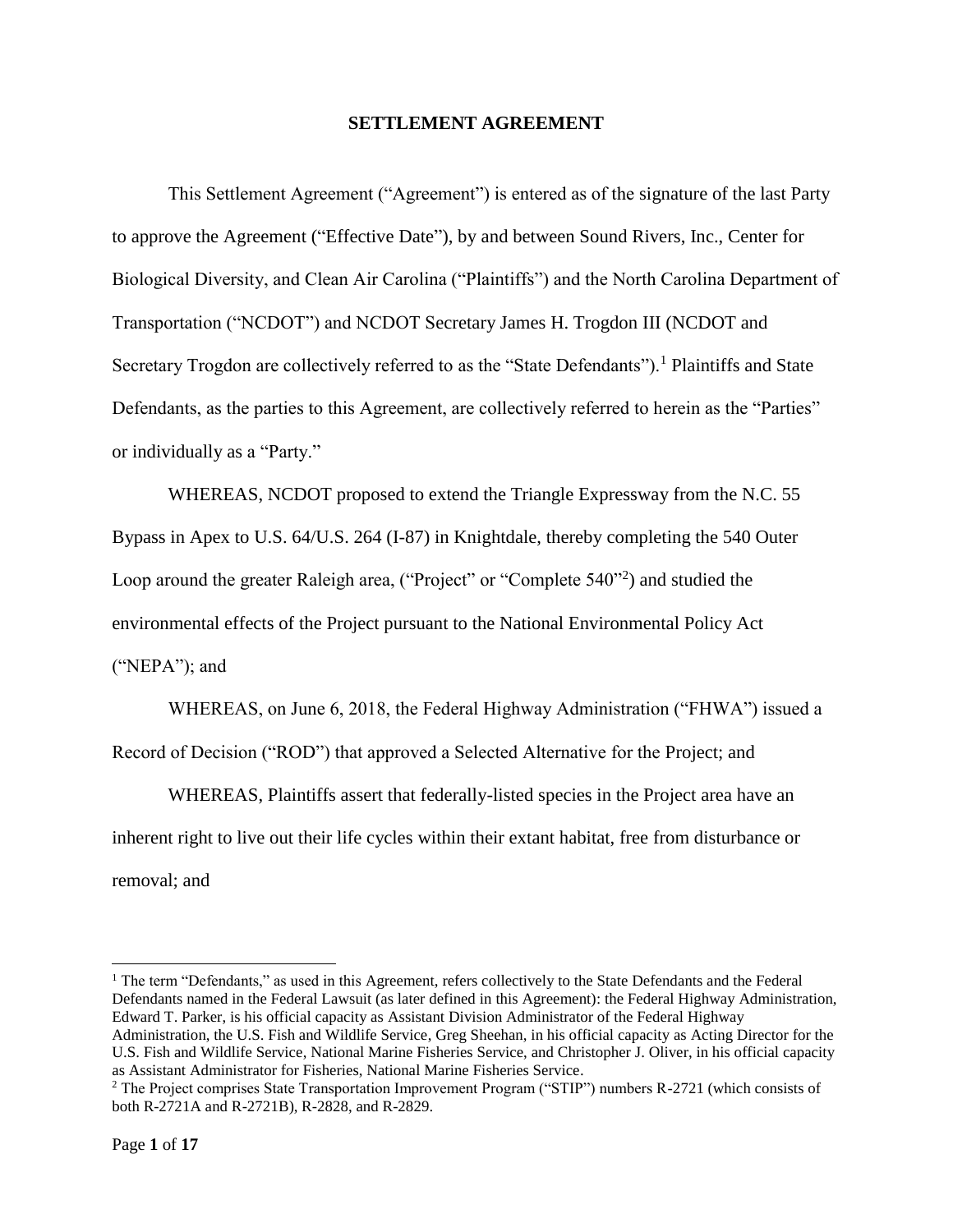# SETTLEMENT AGREEMENT

This Settlement Agreement ("Agreement") is entered as of the signature of the last Party to approve the Agreement ("Effective Date"), by and between Sound Rivers, Inc., Center for Biological Diversity, and Clean Air Carolina ("Plaintiffs") and the North Carolina Department of Transportation ("NCDOT") and NCDOT Secretary James H. Trogdon III (NCDOT and Secretary Trogdon are collectively referred to as the "State Defendants").[1] Plaintiffs and State Defendants, as the parties to this Agreement, are collectively referred to herein as the "Parties" or individually as a "Party."

WHEREAS, NCDOT proposed to extend the Triangle Expressway from the N.C. 55 Bypass in Apex to U.S. 64/U.S. 264 (I-87) in Knightdale, thereby completing the 540 Outer Loop around the greater Raleigh area, ("Project" or "Complete 540"[2]) and studied the environmental effects of the Project pursuant to the National Environmental Policy Act ("NEPA"); and

WHEREAS, on June 6, 2018, the Federal Highway Administration ("FHWA") issued a Record of Decision ("ROD") that approved a Selected Alternative for the Project; and

WHEREAS, Plaintiffs assert that federally-listed species in the Project area have an inherent right to live out their life cycles within their extant habitat, free from disturbance or removal; and

---

[1] The term "Defendants," as used in this Agreement, refers collectively to the State Defendants and the Federal Defendants named in the Federal Lawsuit (as later defined in this Agreement): the Federal Highway Administration, Edward T. Parker, is his official capacity as Assistant Division Administrator of the Federal Highway Administration, the U.S. Fish and Wildlife Service, Greg Sheehan, in his official capacity as Acting Director for the U.S. Fish and Wildlife Service, National Marine Fisheries Service, and Christopher J. Oliver, in his official capacity as Assistant Administrator for Fisheries, National Marine Fisheries Service.

[2] The Project comprises State Transportation Improvement Program ("STIP") numbers R-2721 (which consists of both R-2721A and R-2721B), R-2828, and R-2829.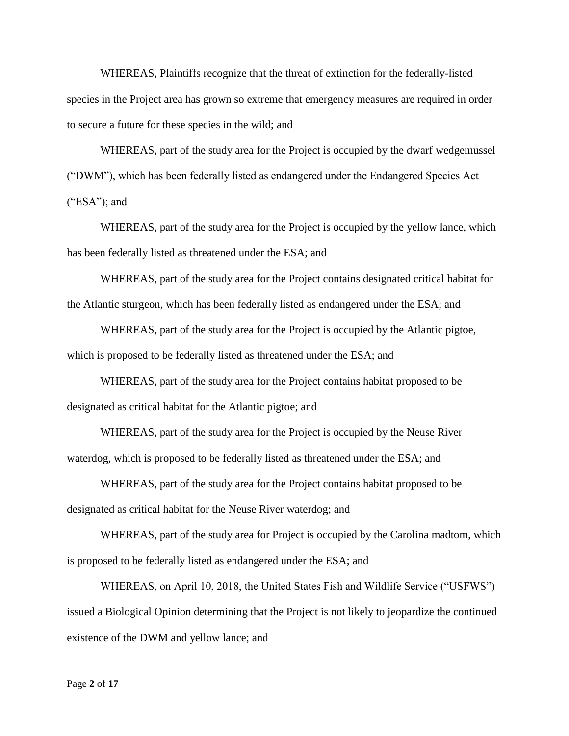WHEREAS, Plaintiffs recognize that the threat of extinction for the federally-listed species in the Project area has grown so extreme that emergency measures are required in order to secure a future for these species in the wild; and

WHEREAS, part of the study area for the Project is occupied by the dwarf wedgemussel ("DWM"), which has been federally listed as endangered under the Endangered Species Act ("ESA"); and

WHEREAS, part of the study area for the Project is occupied by the yellow lance, which has been federally listed as threatened under the ESA; and

WHEREAS, part of the study area for the Project contains designated critical habitat for the Atlantic sturgeon, which has been federally listed as endangered under the ESA; and

WHEREAS, part of the study area for the Project is occupied by the Atlantic pigtoe, which is proposed to be federally listed as threatened under the ESA; and

WHEREAS, part of the study area for the Project contains habitat proposed to be designated as critical habitat for the Atlantic pigtoe; and

WHEREAS, part of the study area for the Project is occupied by the Neuse River waterdog, which is proposed to be federally listed as threatened under the ESA; and

WHEREAS, part of the study area for the Project contains habitat proposed to be designated as critical habitat for the Neuse River waterdog; and

WHEREAS, part of the study area for Project is occupied by the Carolina madtom, which is proposed to be federally listed as endangered under the ESA; and

WHEREAS, on April 10, 2018, the United States Fish and Wildlife Service ("USFWS") issued a Biological Opinion determining that the Project is not likely to jeopardize the continued existence of the DWM and yellow lance; and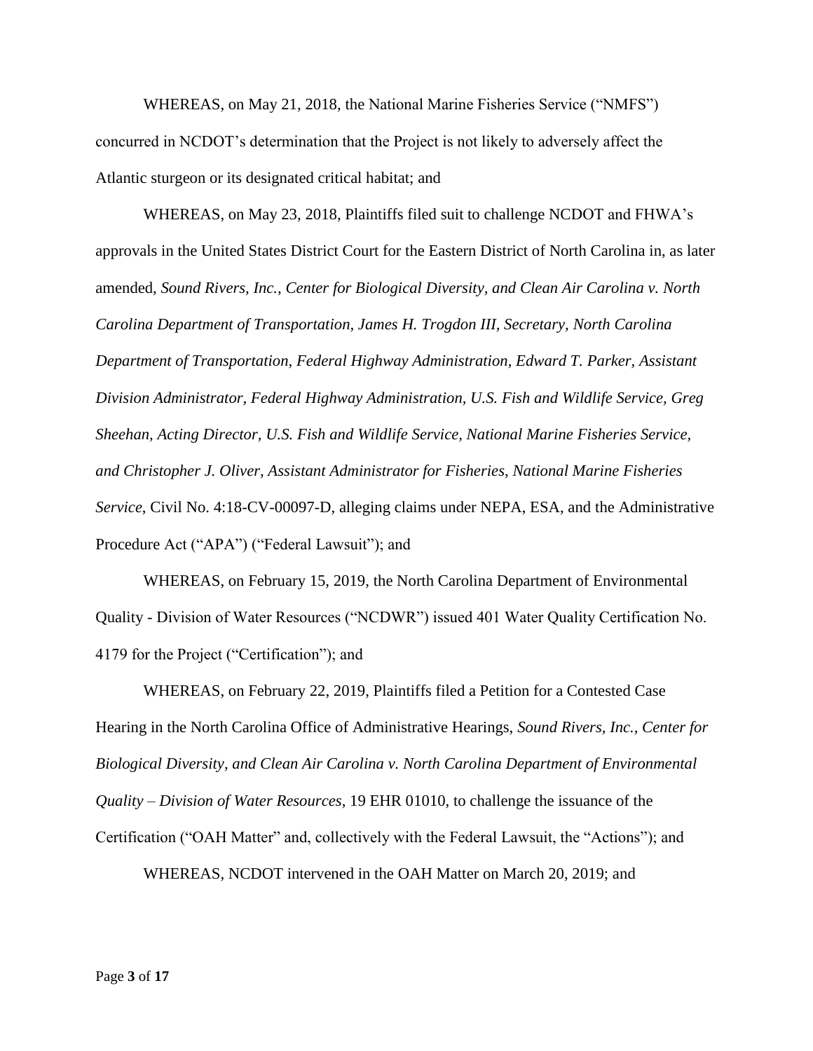WHEREAS, on May 21, 2018, the National Marine Fisheries Service ("NMFS") concurred in NCDOT's determination that the Project is not likely to adversely affect the Atlantic sturgeon or its designated critical habitat; and

WHEREAS, on May 23, 2018, Plaintiffs filed suit to challenge NCDOT and FHWA's approvals in the United States District Court for the Eastern District of North Carolina in, as later amended, *Sound Rivers, Inc., Center for Biological Diversity, and Clean Air Carolina v. North Carolina Department of Transportation, James H. Trogdon III, Secretary, North Carolina Department of Transportation, Federal Highway Administration, Edward T. Parker, Assistant Division Administrator, Federal Highway Administration, U.S. Fish and Wildlife Service, Greg Sheehan, Acting Director, U.S. Fish and Wildlife Service, National Marine Fisheries Service, and Christopher J. Oliver, Assistant Administrator for Fisheries, National Marine Fisheries Service*, Civil No. 4:18-CV-00097-D, alleging claims under NEPA, ESA, and the Administrative Procedure Act ("APA") ("Federal Lawsuit"); and

WHEREAS, on February 15, 2019, the North Carolina Department of Environmental Quality - Division of Water Resources ("NCDWR") issued 401 Water Quality Certification No. 4179 for the Project ("Certification"); and

WHEREAS, on February 22, 2019, Plaintiffs filed a Petition for a Contested Case Hearing in the North Carolina Office of Administrative Hearings, *Sound Rivers, Inc., Center for Biological Diversity, and Clean Air Carolina v. North Carolina Department of Environmental Quality – Division of Water Resources*, 19 EHR 01010, to challenge the issuance of the Certification ("OAH Matter" and, collectively with the Federal Lawsuit, the "Actions"); and

WHEREAS, NCDOT intervened in the OAH Matter on March 20, 2019; and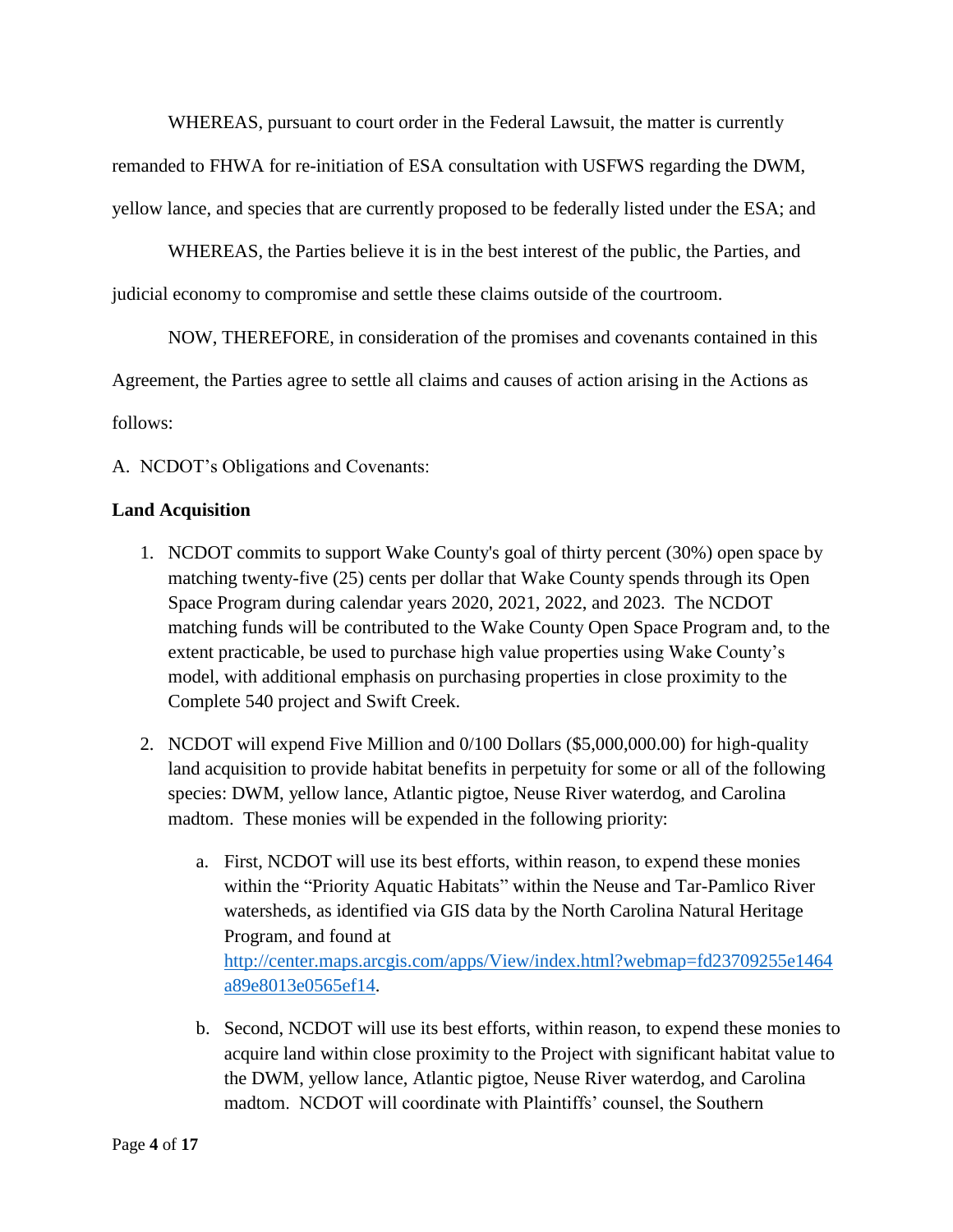WHEREAS, pursuant to court order in the Federal Lawsuit, the matter is currently remanded to FHWA for re-initiation of ESA consultation with USFWS regarding the DWM, yellow lance, and species that are currently proposed to be federally listed under the ESA; and

WHEREAS, the Parties believe it is in the best interest of the public, the Parties, and judicial economy to compromise and settle these claims outside of the courtroom.

NOW, THEREFORE, in consideration of the promises and covenants contained in this Agreement, the Parties agree to settle all claims and causes of action arising in the Actions as follows:

A. NCDOT's Obligations and Covenants:

**Land Acquisition**

1. NCDOT commits to support Wake County's goal of thirty percent (30%) open space by matching twenty-five (25) cents per dollar that Wake County spends through its Open Space Program during calendar years 2020, 2021, 2022, and 2023. The NCDOT matching funds will be contributed to the Wake County Open Space Program and, to the extent practicable, be used to purchase high value properties using Wake County's model, with additional emphasis on purchasing properties in close proximity to the Complete 540 project and Swift Creek.

2. NCDOT will expend Five Million and 0/100 Dollars ($5,000,000.00) for high-quality land acquisition to provide habitat benefits in perpetuity for some or all of the following species: DWM, yellow lance, Atlantic pigtoe, Neuse River waterdog, and Carolina madtom. These monies will be expended in the following priority:

    a. First, NCDOT will use its best efforts, within reason, to expend these monies within the "Priority Aquatic Habitats" within the Neuse and Tar-Pamlico River watersheds, as identified via GIS data by the North Carolina Natural Heritage Program, and found at [http://center.maps.arcgis.com/apps/View/index.html?webmap=fd23709255e1464a89e8013e0565ef14](http://center.maps.arcgis.com/apps/View/index.html?webmap=fd23709255e1464a89e8013e0565ef14).

    b. Second, NCDOT will use its best efforts, within reason, to expend these monies to acquire land within close proximity to the Project with significant habitat value to the DWM, yellow lance, Atlantic pigtoe, Neuse River waterdog, and Carolina madtom. NCDOT will coordinate with Plaintiffs' counsel, the Southern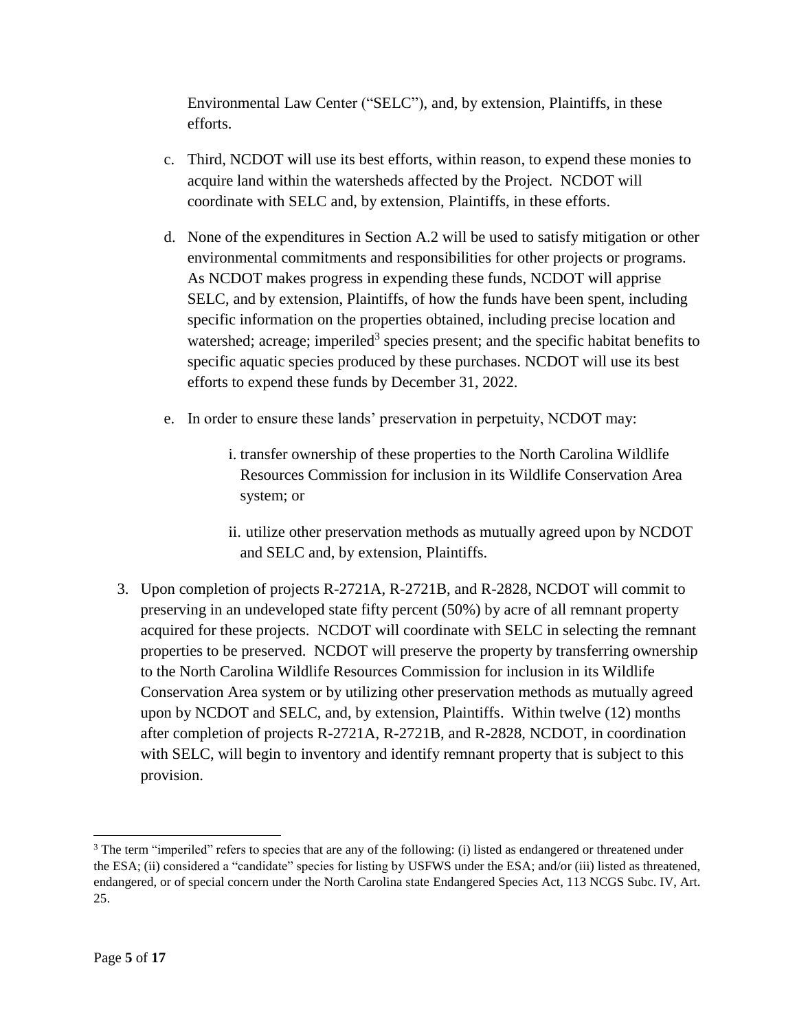Environmental Law Center ("SELC"), and, by extension, Plaintiffs, in these efforts.

c. Third, NCDOT will use its best efforts, within reason, to expend these monies to acquire land within the watersheds affected by the Project. NCDOT will coordinate with SELC and, by extension, Plaintiffs, in these efforts.

d. None of the expenditures in Section A.2 will be used to satisfy mitigation or other environmental commitments and responsibilities for other projects or programs. As NCDOT makes progress in expending these funds, NCDOT will apprise SELC, and by extension, Plaintiffs, of how the funds have been spent, including specific information on the properties obtained, including precise location and watershed; acreage; imperiled[3] species present; and the specific habitat benefits to specific aquatic species produced by these purchases. NCDOT will use its best efforts to expend these funds by December 31, 2022.

e. In order to ensure these lands' preservation in perpetuity, NCDOT may:

   i. transfer ownership of these properties to the North Carolina Wildlife Resources Commission for inclusion in its Wildlife Conservation Area system; or

   ii. utilize other preservation methods as mutually agreed upon by NCDOT and SELC and, by extension, Plaintiffs.

3. Upon completion of projects R-2721A, R-2721B, and R-2828, NCDOT will commit to preserving in an undeveloped state fifty percent (50%) by acre of all remnant property acquired for these projects. NCDOT will coordinate with SELC in selecting the remnant properties to be preserved. NCDOT will preserve the property by transferring ownership to the North Carolina Wildlife Resources Commission for inclusion in its Wildlife Conservation Area system or by utilizing other preservation methods as mutually agreed upon by NCDOT and SELC, and, by extension, Plaintiffs. Within twelve (12) months after completion of projects R-2721A, R-2721B, and R-2828, NCDOT, in coordination with SELC, will begin to inventory and identify remnant property that is subject to this provision.

---

[3] The term "imperiled" refers to species that are any of the following: (i) listed as endangered or threatened under the ESA; (ii) considered a "candidate" species for listing by USFWS under the ESA; and/or (iii) listed as threatened, endangered, or of special concern under the North Carolina state Endangered Species Act, 113 NCGS Subc. IV, Art. 25.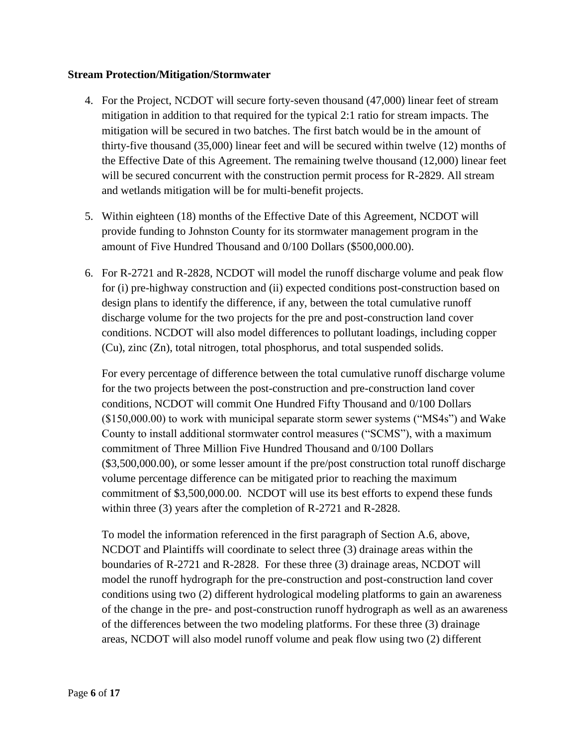**Stream Protection/Mitigation/Stormwater**

4. For the Project, NCDOT will secure forty-seven thousand (47,000) linear feet of stream mitigation in addition to that required for the typical 2:1 ratio for stream impacts. The mitigation will be secured in two batches. The first batch would be in the amount of thirty-five thousand (35,000) linear feet and will be secured within twelve (12) months of the Effective Date of this Agreement. The remaining twelve thousand (12,000) linear feet will be secured concurrent with the construction permit process for R-2829. All stream and wetlands mitigation will be for multi-benefit projects.

5. Within eighteen (18) months of the Effective Date of this Agreement, NCDOT will provide funding to Johnston County for its stormwater management program in the amount of Five Hundred Thousand and 0/100 Dollars ($500,000.00).

6. For R-2721 and R-2828, NCDOT will model the runoff discharge volume and peak flow for (i) pre-highway construction and (ii) expected conditions post-construction based on design plans to identify the difference, if any, between the total cumulative runoff discharge volume for the two projects for the pre and post-construction land cover conditions. NCDOT will also model differences to pollutant loadings, including copper (Cu), zinc (Zn), total nitrogen, total phosphorus, and total suspended solids.

   For every percentage of difference between the total cumulative runoff discharge volume for the two projects between the post-construction and pre-construction land cover conditions, NCDOT will commit One Hundred Fifty Thousand and 0/100 Dollars ($150,000.00) to work with municipal separate storm sewer systems ("MS4s") and Wake County to install additional stormwater control measures ("SCMS"), with a maximum commitment of Three Million Five Hundred Thousand and 0/100 Dollars ($3,500,000.00), or some lesser amount if the pre/post construction total runoff discharge volume percentage difference can be mitigated prior to reaching the maximum commitment of $3,500,000.00. NCDOT will use its best efforts to expend these funds within three (3) years after the completion of R-2721 and R-2828.

   To model the information referenced in the first paragraph of Section A.6, above, NCDOT and Plaintiffs will coordinate to select three (3) drainage areas within the boundaries of R-2721 and R-2828. For these three (3) drainage areas, NCDOT will model the runoff hydrograph for the pre-construction and post-construction land cover conditions using two (2) different hydrological modeling platforms to gain an awareness of the change in the pre- and post-construction runoff hydrograph as well as an awareness of the differences between the two modeling platforms. For these three (3) drainage areas, NCDOT will also model runoff volume and peak flow using two (2) different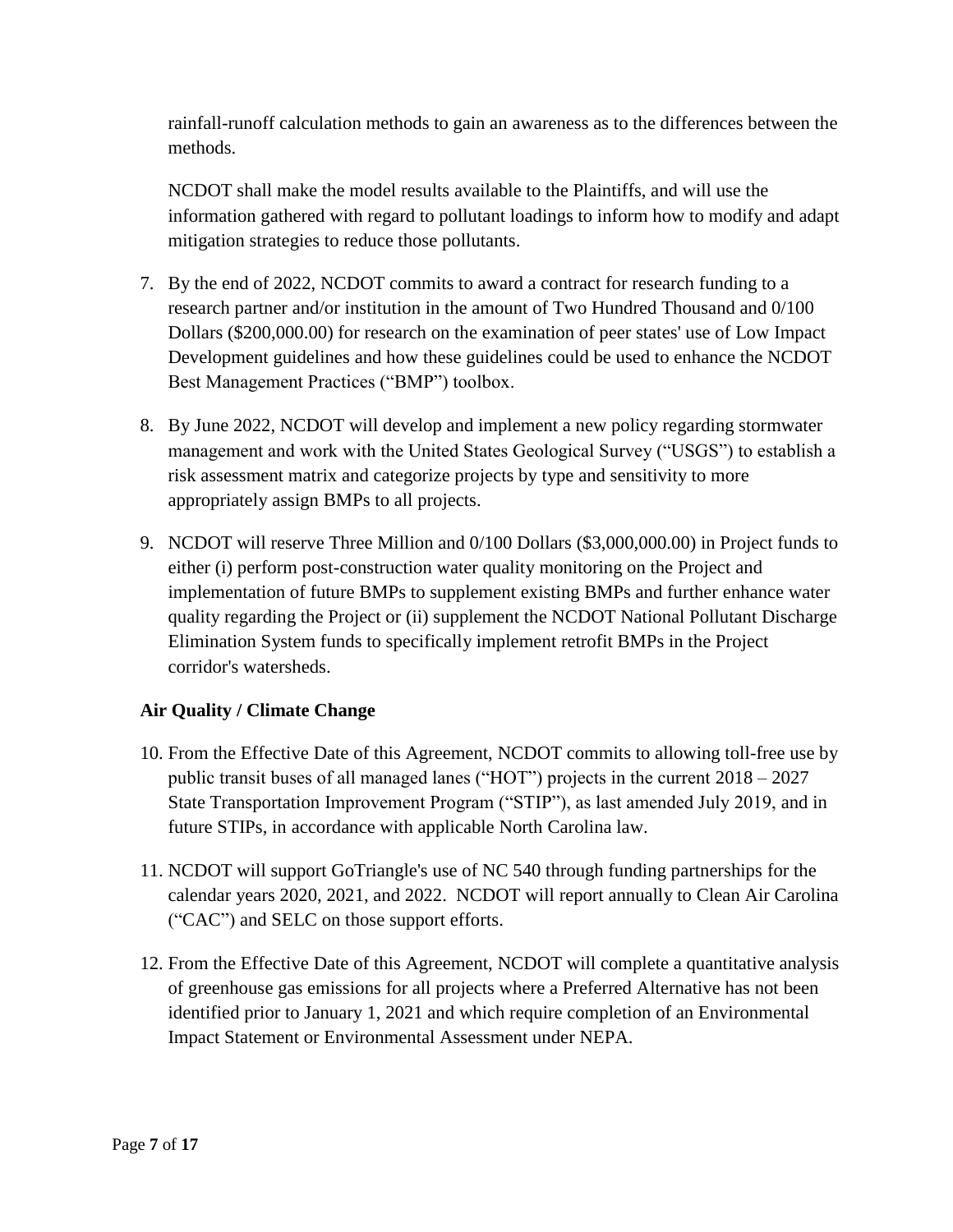rainfall-runoff calculation methods to gain an awareness as to the differences between the methods.

NCDOT shall make the model results available to the Plaintiffs, and will use the information gathered with regard to pollutant loadings to inform how to modify and adapt mitigation strategies to reduce those pollutants.

7. By the end of 2022, NCDOT commits to award a contract for research funding to a research partner and/or institution in the amount of Two Hundred Thousand and 0/100 Dollars ($200,000.00) for research on the examination of peer states' use of Low Impact Development guidelines and how these guidelines could be used to enhance the NCDOT Best Management Practices ("BMP") toolbox.

8. By June 2022, NCDOT will develop and implement a new policy regarding stormwater management and work with the United States Geological Survey ("USGS") to establish a risk assessment matrix and categorize projects by type and sensitivity to more appropriately assign BMPs to all projects.

9. NCDOT will reserve Three Million and 0/100 Dollars ($3,000,000.00) in Project funds to either (i) perform post-construction water quality monitoring on the Project and implementation of future BMPs to supplement existing BMPs and further enhance water quality regarding the Project or (ii) supplement the NCDOT National Pollutant Discharge Elimination System funds to specifically implement retrofit BMPs in the Project corridor's watersheds.

**Air Quality / Climate Change**

10. From the Effective Date of this Agreement, NCDOT commits to allowing toll-free use by public transit buses of all managed lanes ("HOT") projects in the current 2018 – 2027 State Transportation Improvement Program ("STIP"), as last amended July 2019, and in future STIPs, in accordance with applicable North Carolina law.

11. NCDOT will support GoTriangle's use of NC 540 through funding partnerships for the calendar years 2020, 2021, and 2022. NCDOT will report annually to Clean Air Carolina ("CAC") and SELC on those support efforts.

12. From the Effective Date of this Agreement, NCDOT will complete a quantitative analysis of greenhouse gas emissions for all projects where a Preferred Alternative has not been identified prior to January 1, 2021 and which require completion of an Environmental Impact Statement or Environmental Assessment under NEPA.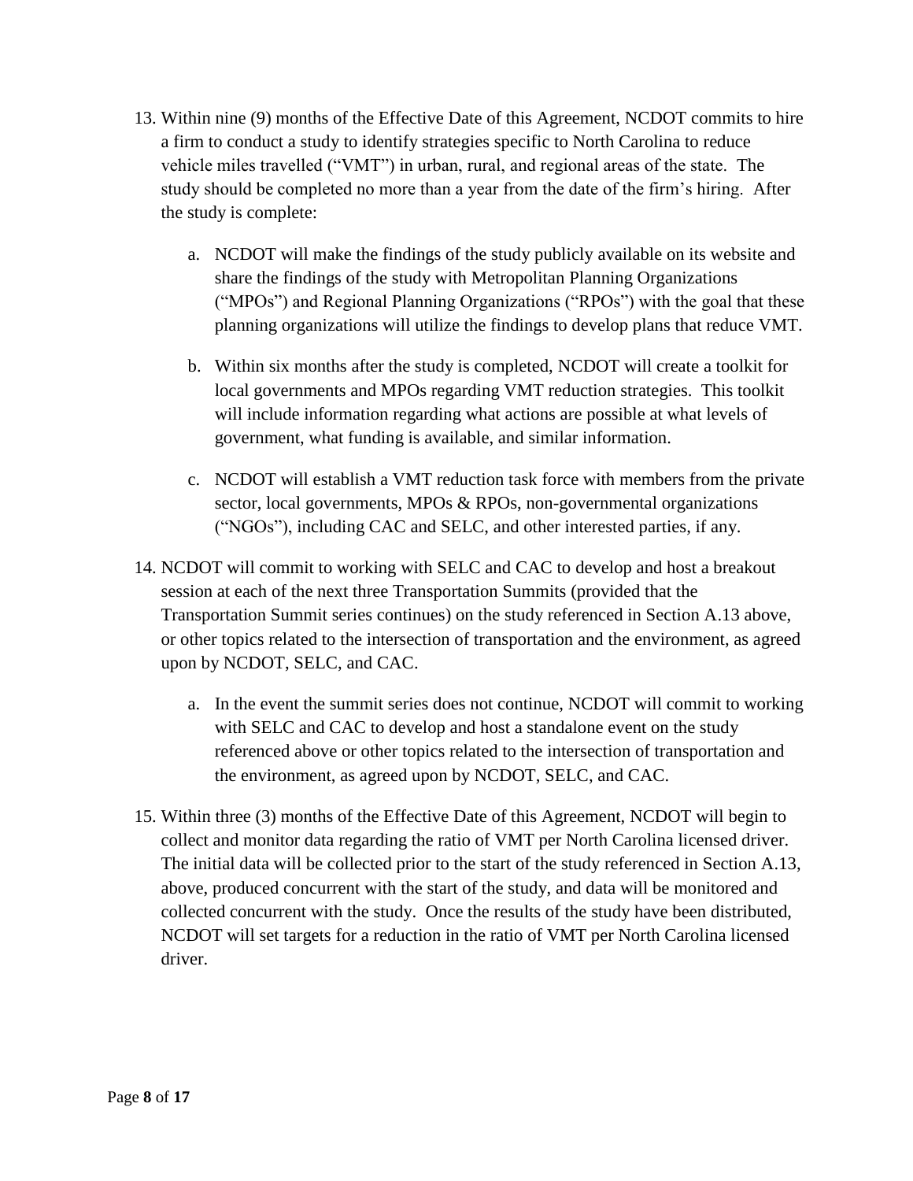13. Within nine (9) months of the Effective Date of this Agreement, NCDOT commits to hire a firm to conduct a study to identify strategies specific to North Carolina to reduce vehicle miles travelled ("VMT") in urban, rural, and regional areas of the state. The study should be completed no more than a year from the date of the firm's hiring. After the study is complete:

    a. NCDOT will make the findings of the study publicly available on its website and share the findings of the study with Metropolitan Planning Organizations ("MPOs") and Regional Planning Organizations ("RPOs") with the goal that these planning organizations will utilize the findings to develop plans that reduce VMT.

    b. Within six months after the study is completed, NCDOT will create a toolkit for local governments and MPOs regarding VMT reduction strategies. This toolkit will include information regarding what actions are possible at what levels of government, what funding is available, and similar information.

    c. NCDOT will establish a VMT reduction task force with members from the private sector, local governments, MPOs & RPOs, non-governmental organizations ("NGOs"), including CAC and SELC, and other interested parties, if any.

14. NCDOT will commit to working with SELC and CAC to develop and host a breakout session at each of the next three Transportation Summits (provided that the Transportation Summit series continues) on the study referenced in Section A.13 above, or other topics related to the intersection of transportation and the environment, as agreed upon by NCDOT, SELC, and CAC.

    a. In the event the summit series does not continue, NCDOT will commit to working with SELC and CAC to develop and host a standalone event on the study referenced above or other topics related to the intersection of transportation and the environment, as agreed upon by NCDOT, SELC, and CAC.

15. Within three (3) months of the Effective Date of this Agreement, NCDOT will begin to collect and monitor data regarding the ratio of VMT per North Carolina licensed driver. The initial data will be collected prior to the start of the study referenced in Section A.13, above, produced concurrent with the start of the study, and data will be monitored and collected concurrent with the study. Once the results of the study have been distributed, NCDOT will set targets for a reduction in the ratio of VMT per North Carolina licensed driver.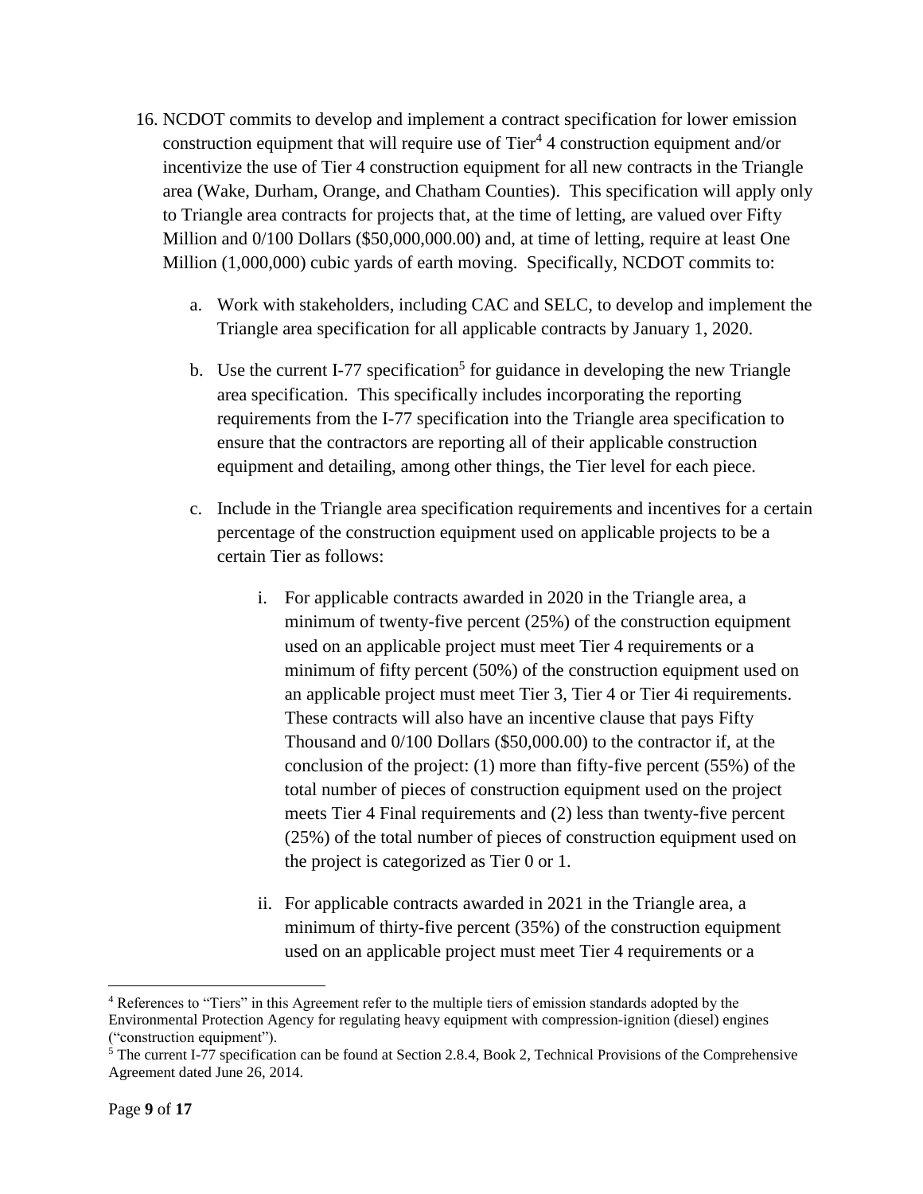16. NCDOT commits to develop and implement a contract specification for lower emission construction equipment that will require use of Tier[4] 4 construction equipment and/or incentivize the use of Tier 4 construction equipment for all new contracts in the Triangle area (Wake, Durham, Orange, and Chatham Counties). This specification will apply only to Triangle area contracts for projects that, at the time of letting, are valued over Fifty Million and 0/100 Dollars ($50,000,000.00) and, at time of letting, require at least One Million (1,000,000) cubic yards of earth moving. Specifically, NCDOT commits to:

    a. Work with stakeholders, including CAC and SELC, to develop and implement the Triangle area specification for all applicable contracts by January 1, 2020.

    b. Use the current I-77 specification[5] for guidance in developing the new Triangle area specification. This specifically includes incorporating the reporting requirements from the I-77 specification into the Triangle area specification to ensure that the contractors are reporting all of their applicable construction equipment and detailing, among other things, the Tier level for each piece.

    c. Include in the Triangle area specification requirements and incentives for a certain percentage of the construction equipment used on applicable projects to be a certain Tier as follows:

        i. For applicable contracts awarded in 2020 in the Triangle area, a minimum of twenty-five percent (25%) of the construction equipment used on an applicable project must meet Tier 4 requirements or a minimum of fifty percent (50%) of the construction equipment used on an applicable project must meet Tier 3, Tier 4 or Tier 4i requirements. These contracts will also have an incentive clause that pays Fifty Thousand and 0/100 Dollars ($50,000.00) to the contractor if, at the conclusion of the project: (1) more than fifty-five percent (55%) of the total number of pieces of construction equipment used on the project meets Tier 4 Final requirements and (2) less than twenty-five percent (25%) of the total number of pieces of construction equipment used on the project is categorized as Tier 0 or 1.

        ii. For applicable contracts awarded in 2021 in the Triangle area, a minimum of thirty-five percent (35%) of the construction equipment used on an applicable project must meet Tier 4 requirements or a

[4] References to "Tiers" in this Agreement refer to the multiple tiers of emission standards adopted by the Environmental Protection Agency for regulating heavy equipment with compression-ignition (diesel) engines ("construction equipment").

[5] The current I-77 specification can be found at Section 2.8.4, Book 2, Technical Provisions of the Comprehensive Agreement dated June 26, 2014.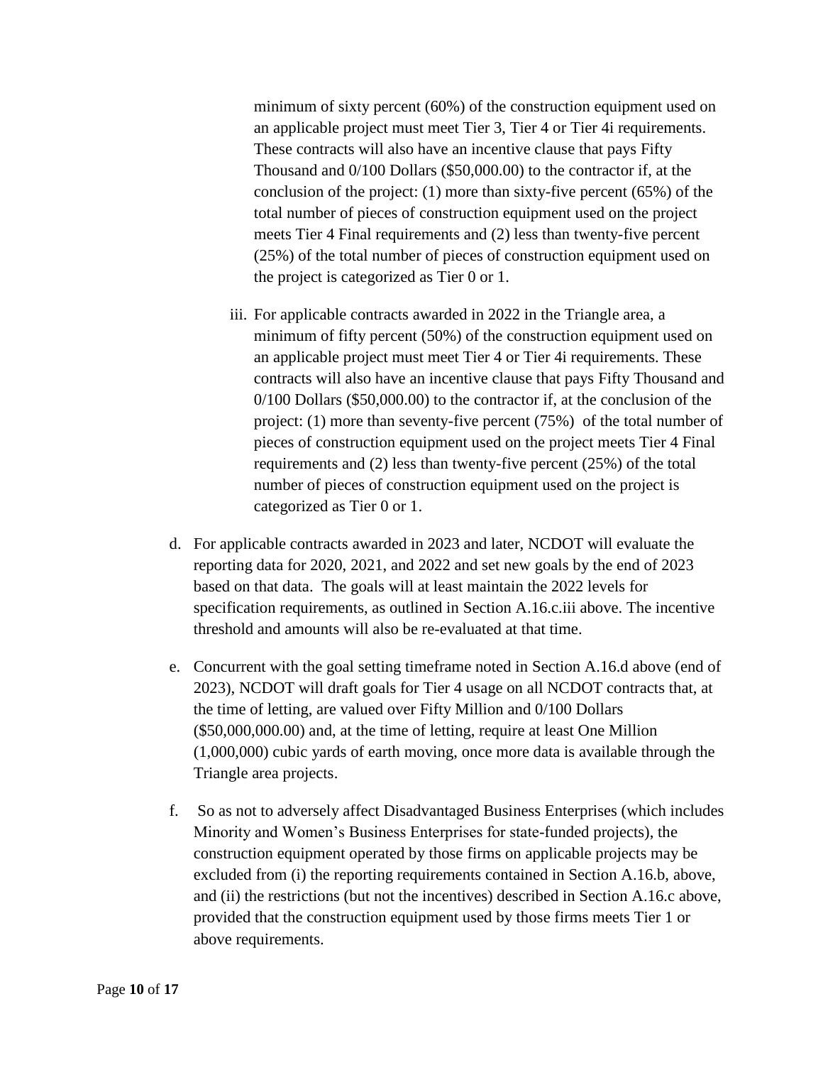minimum of sixty percent (60%) of the construction equipment used on an applicable project must meet Tier 3, Tier 4 or Tier 4i requirements. These contracts will also have an incentive clause that pays Fifty Thousand and 0/100 Dollars ($50,000.00) to the contractor if, at the conclusion of the project: (1) more than sixty-five percent (65%) of the total number of pieces of construction equipment used on the project meets Tier 4 Final requirements and (2) less than twenty-five percent (25%) of the total number of pieces of construction equipment used on the project is categorized as Tier 0 or 1.

iii. For applicable contracts awarded in 2022 in the Triangle area, a minimum of fifty percent (50%) of the construction equipment used on an applicable project must meet Tier 4 or Tier 4i requirements. These contracts will also have an incentive clause that pays Fifty Thousand and 0/100 Dollars ($50,000.00) to the contractor if, at the conclusion of the project: (1) more than seventy-five percent (75%) of the total number of pieces of construction equipment used on the project meets Tier 4 Final requirements and (2) less than twenty-five percent (25%) of the total number of pieces of construction equipment used on the project is categorized as Tier 0 or 1.

d. For applicable contracts awarded in 2023 and later, NCDOT will evaluate the reporting data for 2020, 2021, and 2022 and set new goals by the end of 2023 based on that data. The goals will at least maintain the 2022 levels for specification requirements, as outlined in Section A.16.c.iii above. The incentive threshold and amounts will also be re-evaluated at that time.

e. Concurrent with the goal setting timeframe noted in Section A.16.d above (end of 2023), NCDOT will draft goals for Tier 4 usage on all NCDOT contracts that, at the time of letting, are valued over Fifty Million and 0/100 Dollars ($50,000,000.00) and, at the time of letting, require at least One Million (1,000,000) cubic yards of earth moving, once more data is available through the Triangle area projects.

f. So as not to adversely affect Disadvantaged Business Enterprises (which includes Minority and Women's Business Enterprises for state-funded projects), the construction equipment operated by those firms on applicable projects may be excluded from (i) the reporting requirements contained in Section A.16.b, above, and (ii) the restrictions (but not the incentives) described in Section A.16.c above, provided that the construction equipment used by those firms meets Tier 1 or above requirements.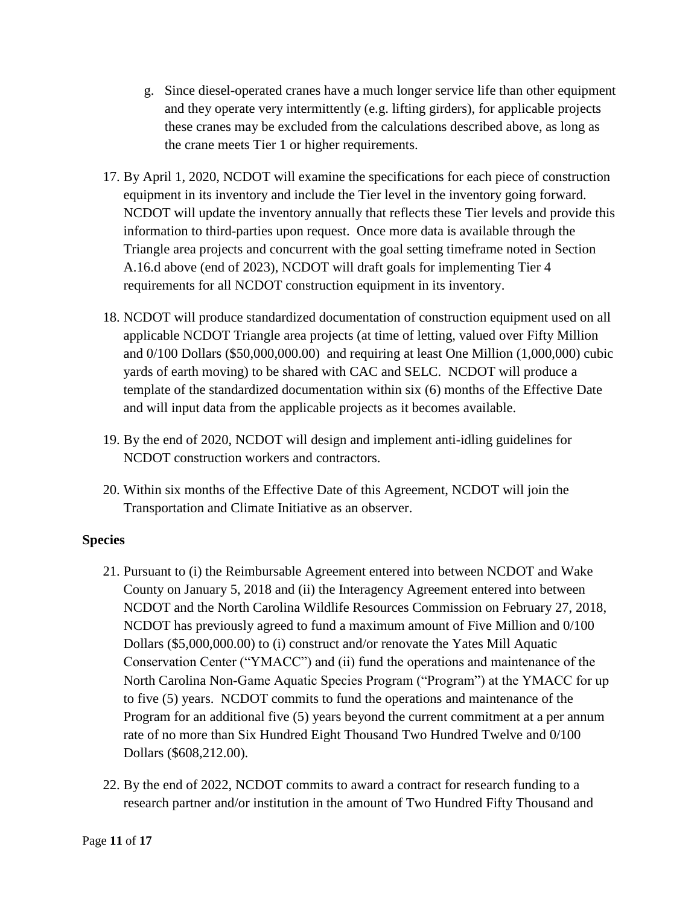g. Since diesel-operated cranes have a much longer service life than other equipment and they operate very intermittently (e.g. lifting girders), for applicable projects these cranes may be excluded from the calculations described above, as long as the crane meets Tier 1 or higher requirements.

17. By April 1, 2020, NCDOT will examine the specifications for each piece of construction equipment in its inventory and include the Tier level in the inventory going forward. NCDOT will update the inventory annually that reflects these Tier levels and provide this information to third-parties upon request. Once more data is available through the Triangle area projects and concurrent with the goal setting timeframe noted in Section A.16.d above (end of 2023), NCDOT will draft goals for implementing Tier 4 requirements for all NCDOT construction equipment in its inventory.

18. NCDOT will produce standardized documentation of construction equipment used on all applicable NCDOT Triangle area projects (at time of letting, valued over Fifty Million and 0/100 Dollars ($50,000,000.00) and requiring at least One Million (1,000,000) cubic yards of earth moving) to be shared with CAC and SELC. NCDOT will produce a template of the standardized documentation within six (6) months of the Effective Date and will input data from the applicable projects as it becomes available.

19. By the end of 2020, NCDOT will design and implement anti-idling guidelines for NCDOT construction workers and contractors.

20. Within six months of the Effective Date of this Agreement, NCDOT will join the Transportation and Climate Initiative as an observer.

**Species**

21. Pursuant to (i) the Reimbursable Agreement entered into between NCDOT and Wake County on January 5, 2018 and (ii) the Interagency Agreement entered into between NCDOT and the North Carolina Wildlife Resources Commission on February 27, 2018, NCDOT has previously agreed to fund a maximum amount of Five Million and 0/100 Dollars ($5,000,000.00) to (i) construct and/or renovate the Yates Mill Aquatic Conservation Center ("YMACC") and (ii) fund the operations and maintenance of the North Carolina Non-Game Aquatic Species Program ("Program") at the YMACC for up to five (5) years. NCDOT commits to fund the operations and maintenance of the Program for an additional five (5) years beyond the current commitment at a per annum rate of no more than Six Hundred Eight Thousand Two Hundred Twelve and 0/100 Dollars ($608,212.00).

22. By the end of 2022, NCDOT commits to award a contract for research funding to a research partner and/or institution in the amount of Two Hundred Fifty Thousand and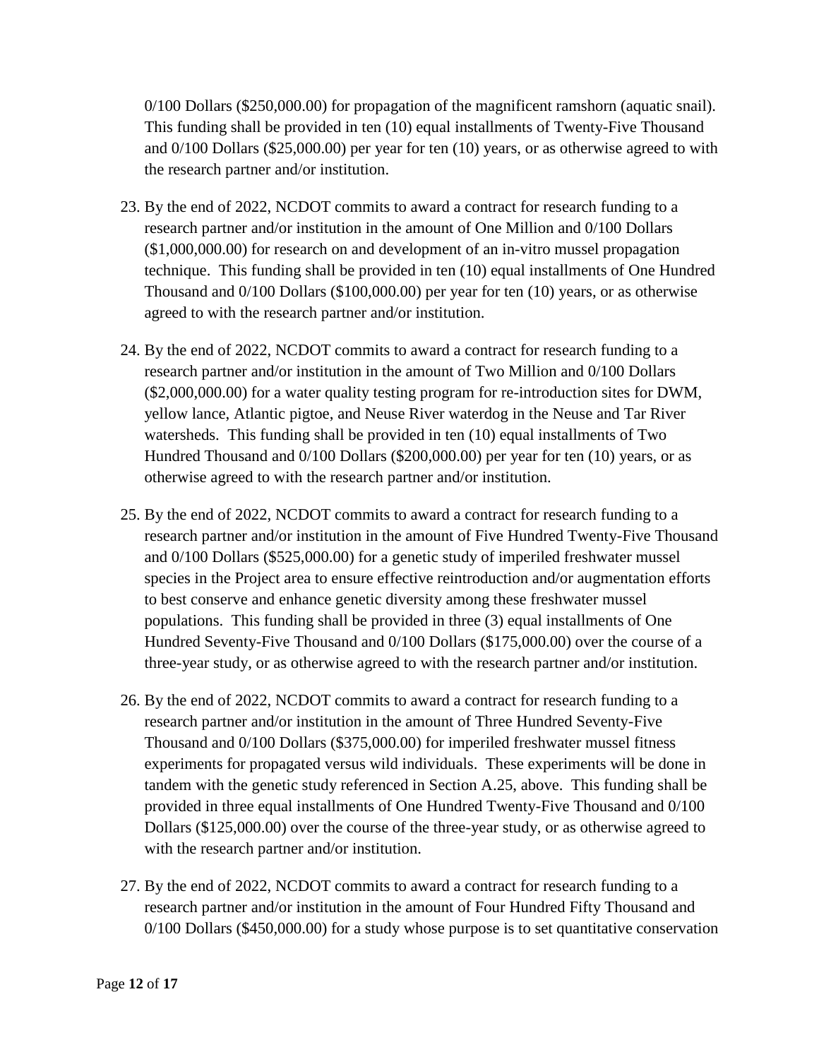0/100 Dollars ($250,000.00) for propagation of the magnificent ramshorn (aquatic snail). This funding shall be provided in ten (10) equal installments of Twenty-Five Thousand and 0/100 Dollars ($25,000.00) per year for ten (10) years, or as otherwise agreed to with the research partner and/or institution.

23. By the end of 2022, NCDOT commits to award a contract for research funding to a research partner and/or institution in the amount of One Million and 0/100 Dollars ($1,000,000.00) for research on and development of an in-vitro mussel propagation technique. This funding shall be provided in ten (10) equal installments of One Hundred Thousand and 0/100 Dollars ($100,000.00) per year for ten (10) years, or as otherwise agreed to with the research partner and/or institution.

24. By the end of 2022, NCDOT commits to award a contract for research funding to a research partner and/or institution in the amount of Two Million and 0/100 Dollars ($2,000,000.00) for a water quality testing program for re-introduction sites for DWM, yellow lance, Atlantic pigtoe, and Neuse River waterdog in the Neuse and Tar River watersheds. This funding shall be provided in ten (10) equal installments of Two Hundred Thousand and 0/100 Dollars ($200,000.00) per year for ten (10) years, or as otherwise agreed to with the research partner and/or institution.

25. By the end of 2022, NCDOT commits to award a contract for research funding to a research partner and/or institution in the amount of Five Hundred Twenty-Five Thousand and 0/100 Dollars ($525,000.00) for a genetic study of imperiled freshwater mussel species in the Project area to ensure effective reintroduction and/or augmentation efforts to best conserve and enhance genetic diversity among these freshwater mussel populations. This funding shall be provided in three (3) equal installments of One Hundred Seventy-Five Thousand and 0/100 Dollars ($175,000.00) over the course of a three-year study, or as otherwise agreed to with the research partner and/or institution.

26. By the end of 2022, NCDOT commits to award a contract for research funding to a research partner and/or institution in the amount of Three Hundred Seventy-Five Thousand and 0/100 Dollars ($375,000.00) for imperiled freshwater mussel fitness experiments for propagated versus wild individuals. These experiments will be done in tandem with the genetic study referenced in Section A.25, above. This funding shall be provided in three equal installments of One Hundred Twenty-Five Thousand and 0/100 Dollars ($125,000.00) over the course of the three-year study, or as otherwise agreed to with the research partner and/or institution.

27. By the end of 2022, NCDOT commits to award a contract for research funding to a research partner and/or institution in the amount of Four Hundred Fifty Thousand and 0/100 Dollars ($450,000.00) for a study whose purpose is to set quantitative conservation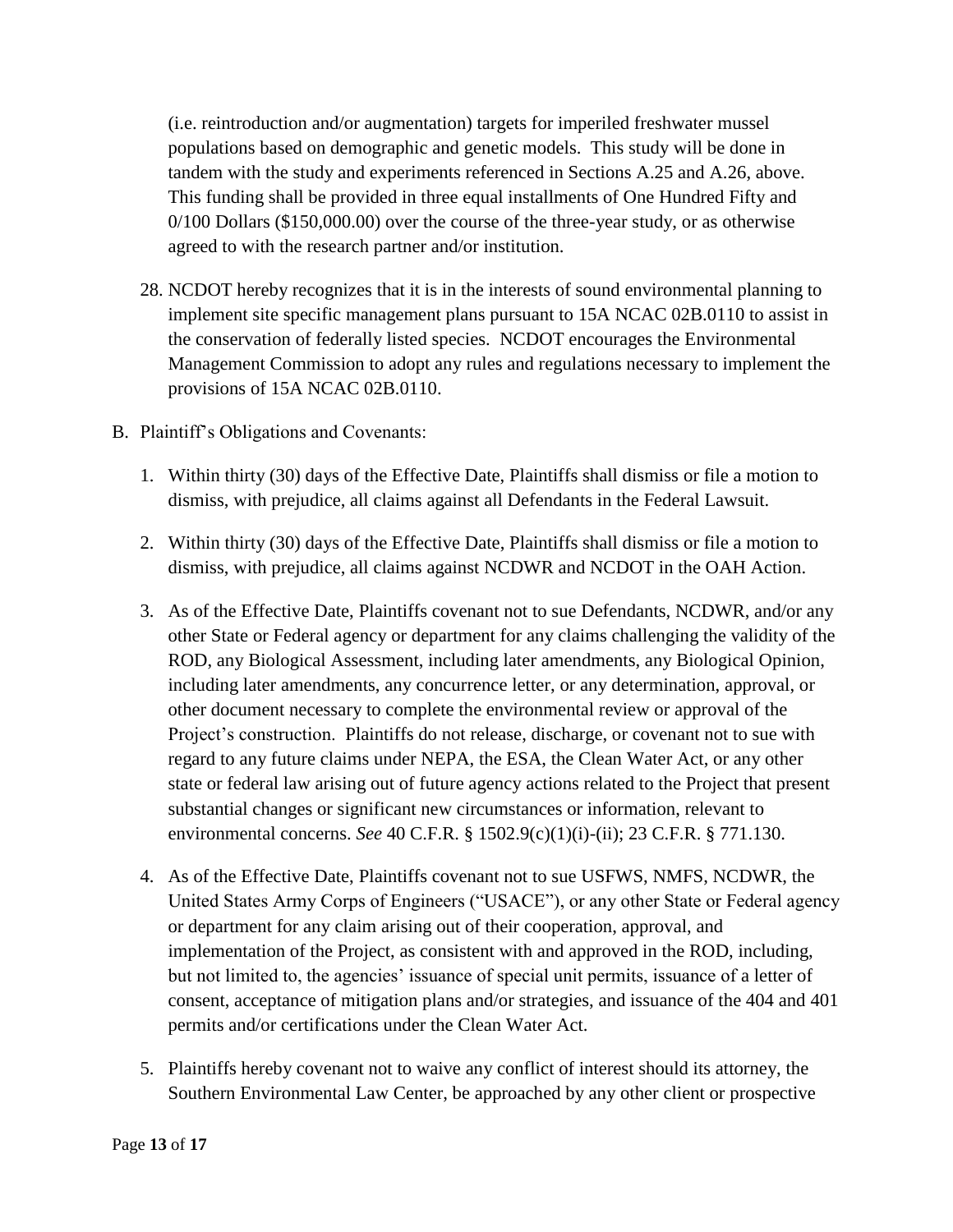(i.e. reintroduction and/or augmentation) targets for imperiled freshwater mussel populations based on demographic and genetic models. This study will be done in tandem with the study and experiments referenced in Sections A.25 and A.26, above. This funding shall be provided in three equal installments of One Hundred Fifty and 0/100 Dollars ($150,000.00) over the course of the three-year study, or as otherwise agreed to with the research partner and/or institution.

28. NCDOT hereby recognizes that it is in the interests of sound environmental planning to implement site specific management plans pursuant to 15A NCAC 02B.0110 to assist in the conservation of federally listed species. NCDOT encourages the Environmental Management Commission to adopt any rules and regulations necessary to implement the provisions of 15A NCAC 02B.0110.

B. Plaintiff's Obligations and Covenants:

1. Within thirty (30) days of the Effective Date, Plaintiffs shall dismiss or file a motion to dismiss, with prejudice, all claims against all Defendants in the Federal Lawsuit.

2. Within thirty (30) days of the Effective Date, Plaintiffs shall dismiss or file a motion to dismiss, with prejudice, all claims against NCDWR and NCDOT in the OAH Action.

3. As of the Effective Date, Plaintiffs covenant not to sue Defendants, NCDWR, and/or any other State or Federal agency or department for any claims challenging the validity of the ROD, any Biological Assessment, including later amendments, any Biological Opinion, including later amendments, any concurrence letter, or any determination, approval, or other document necessary to complete the environmental review or approval of the Project's construction. Plaintiffs do not release, discharge, or covenant not to sue with regard to any future claims under NEPA, the ESA, the Clean Water Act, or any other state or federal law arising out of future agency actions related to the Project that present substantial changes or significant new circumstances or information, relevant to environmental concerns. *See* 40 C.F.R. § 1502.9(c)(1)(i)-(ii); 23 C.F.R. § 771.130.

4. As of the Effective Date, Plaintiffs covenant not to sue USFWS, NMFS, NCDWR, the United States Army Corps of Engineers ("USACE"), or any other State or Federal agency or department for any claim arising out of their cooperation, approval, and implementation of the Project, as consistent with and approved in the ROD, including, but not limited to, the agencies' issuance of special unit permits, issuance of a letter of consent, acceptance of mitigation plans and/or strategies, and issuance of the 404 and 401 permits and/or certifications under the Clean Water Act.

5. Plaintiffs hereby covenant not to waive any conflict of interest should its attorney, the Southern Environmental Law Center, be approached by any other client or prospective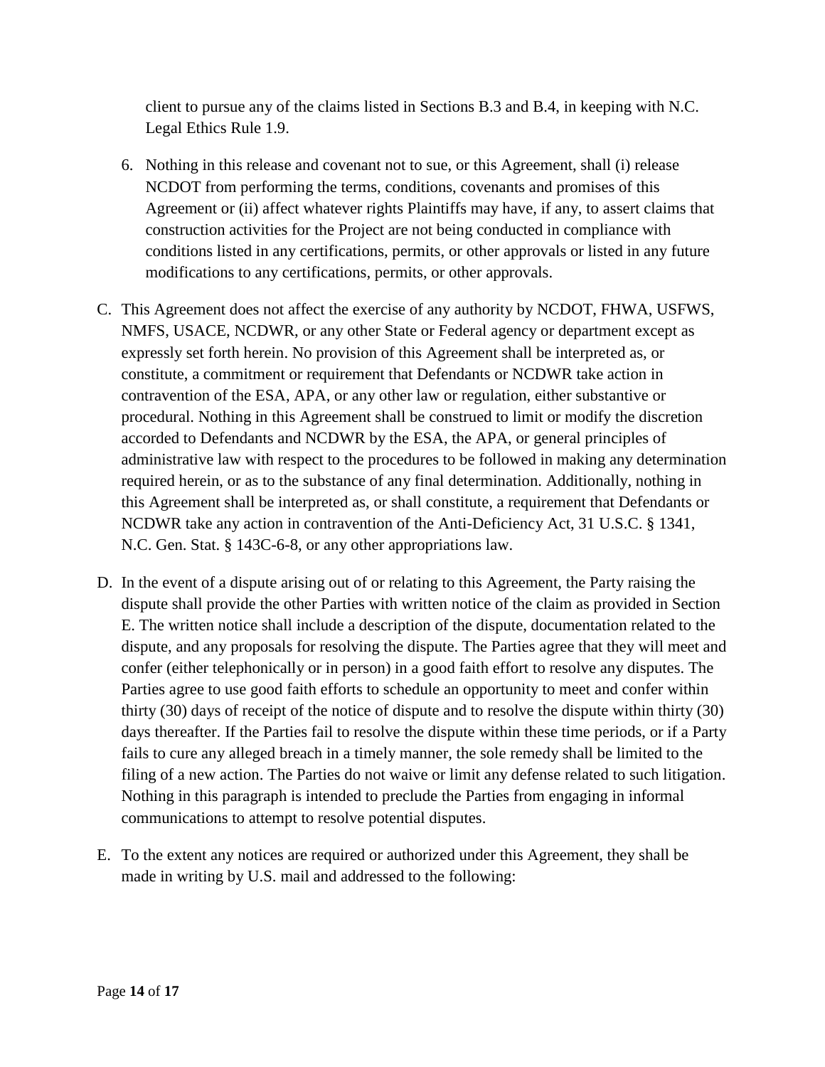client to pursue any of the claims listed in Sections B.3 and B.4, in keeping with N.C. Legal Ethics Rule 1.9.

6. Nothing in this release and covenant not to sue, or this Agreement, shall (i) release NCDOT from performing the terms, conditions, covenants and promises of this Agreement or (ii) affect whatever rights Plaintiffs may have, if any, to assert claims that construction activities for the Project are not being conducted in compliance with conditions listed in any certifications, permits, or other approvals or listed in any future modifications to any certifications, permits, or other approvals.

C. This Agreement does not affect the exercise of any authority by NCDOT, FHWA, USFWS, NMFS, USACE, NCDWR, or any other State or Federal agency or department except as expressly set forth herein. No provision of this Agreement shall be interpreted as, or constitute, a commitment or requirement that Defendants or NCDWR take action in contravention of the ESA, APA, or any other law or regulation, either substantive or procedural. Nothing in this Agreement shall be construed to limit or modify the discretion accorded to Defendants and NCDWR by the ESA, the APA, or general principles of administrative law with respect to the procedures to be followed in making any determination required herein, or as to the substance of any final determination. Additionally, nothing in this Agreement shall be interpreted as, or shall constitute, a requirement that Defendants or NCDWR take any action in contravention of the Anti-Deficiency Act, 31 U.S.C. § 1341, N.C. Gen. Stat. § 143C-6-8, or any other appropriations law.

D. In the event of a dispute arising out of or relating to this Agreement, the Party raising the dispute shall provide the other Parties with written notice of the claim as provided in Section E. The written notice shall include a description of the dispute, documentation related to the dispute, and any proposals for resolving the dispute. The Parties agree that they will meet and confer (either telephonically or in person) in a good faith effort to resolve any disputes. The Parties agree to use good faith efforts to schedule an opportunity to meet and confer within thirty (30) days of receipt of the notice of dispute and to resolve the dispute within thirty (30) days thereafter. If the Parties fail to resolve the dispute within these time periods, or if a Party fails to cure any alleged breach in a timely manner, the sole remedy shall be limited to the filing of a new action. The Parties do not waive or limit any defense related to such litigation. Nothing in this paragraph is intended to preclude the Parties from engaging in informal communications to attempt to resolve potential disputes.

E. To the extent any notices are required or authorized under this Agreement, they shall be made in writing by U.S. mail and addressed to the following: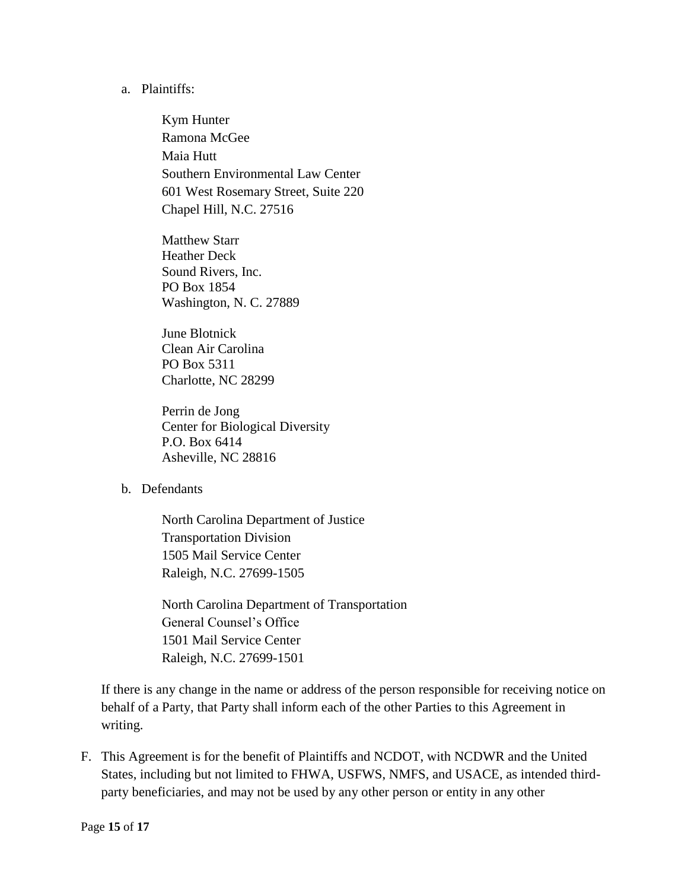a. Plaintiffs:

   Kym Hunter
   Ramona McGee
   Maia Hutt
   Southern Environmental Law Center
   601 West Rosemary Street, Suite 220
   Chapel Hill, N.C. 27516

   Matthew Starr
   Heather Deck
   Sound Rivers, Inc.
   PO Box 1854
   Washington, N. C. 27889

   June Blotnick
   Clean Air Carolina
   PO Box 5311
   Charlotte, NC 28299

   Perrin de Jong
   Center for Biological Diversity
   P.O. Box 6414
   Asheville, NC 28816

b. Defendants

   North Carolina Department of Justice
   Transportation Division
   1505 Mail Service Center
   Raleigh, N.C. 27699-1505

   North Carolina Department of Transportation
   General Counsel's Office
   1501 Mail Service Center
   Raleigh, N.C. 27699-1501

If there is any change in the name or address of the person responsible for receiving notice on behalf of a Party, that Party shall inform each of the other Parties to this Agreement in writing.

F. This Agreement is for the benefit of Plaintiffs and NCDOT, with NCDWR and the United States, including but not limited to FHWA, USFWS, NMFS, and USACE, as intended third-party beneficiaries, and may not be used by any other person or entity in any other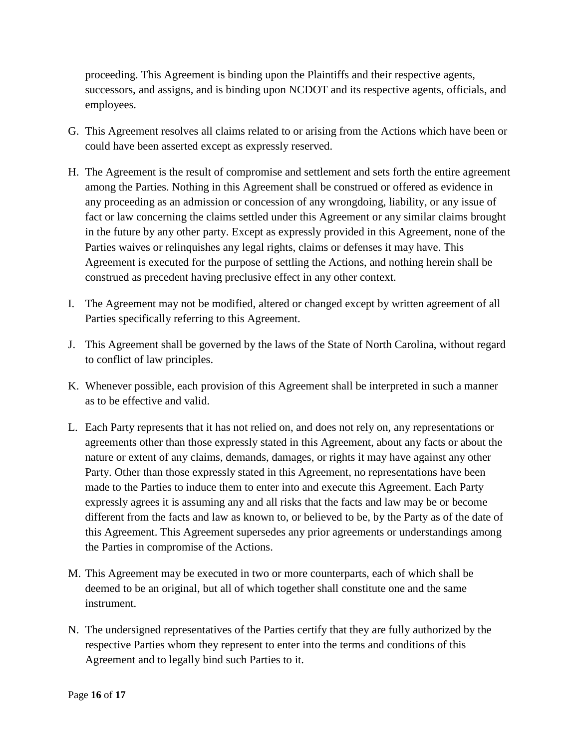proceeding. This Agreement is binding upon the Plaintiffs and their respective agents, successors, and assigns, and is binding upon NCDOT and its respective agents, officials, and employees.

G. This Agreement resolves all claims related to or arising from the Actions which have been or could have been asserted except as expressly reserved.

H. The Agreement is the result of compromise and settlement and sets forth the entire agreement among the Parties. Nothing in this Agreement shall be construed or offered as evidence in any proceeding as an admission or concession of any wrongdoing, liability, or any issue of fact or law concerning the claims settled under this Agreement or any similar claims brought in the future by any other party. Except as expressly provided in this Agreement, none of the Parties waives or relinquishes any legal rights, claims or defenses it may have. This Agreement is executed for the purpose of settling the Actions, and nothing herein shall be construed as precedent having preclusive effect in any other context.

I. The Agreement may not be modified, altered or changed except by written agreement of all Parties specifically referring to this Agreement.

J. This Agreement shall be governed by the laws of the State of North Carolina, without regard to conflict of law principles.

K. Whenever possible, each provision of this Agreement shall be interpreted in such a manner as to be effective and valid.

L. Each Party represents that it has not relied on, and does not rely on, any representations or agreements other than those expressly stated in this Agreement, about any facts or about the nature or extent of any claims, demands, damages, or rights it may have against any other Party. Other than those expressly stated in this Agreement, no representations have been made to the Parties to induce them to enter into and execute this Agreement. Each Party expressly agrees it is assuming any and all risks that the facts and law may be or become different from the facts and law as known to, or believed to be, by the Party as of the date of this Agreement. This Agreement supersedes any prior agreements or understandings among the Parties in compromise of the Actions.

M. This Agreement may be executed in two or more counterparts, each of which shall be deemed to be an original, but all of which together shall constitute one and the same instrument.

N. The undersigned representatives of the Parties certify that they are fully authorized by the respective Parties whom they represent to enter into the terms and conditions of this Agreement and to legally bind such Parties to it.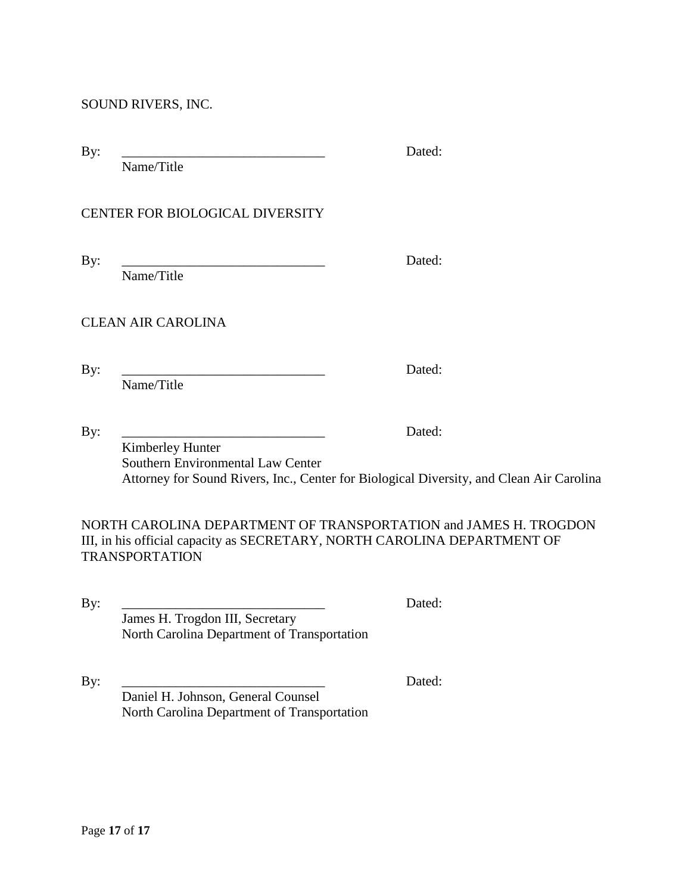SOUND RIVERS, INC.

By: ______________________________ Dated:
Name/Title

CENTER FOR BIOLOGICAL DIVERSITY

By: ______________________________ Dated:
Name/Title

CLEAN AIR CAROLINA

By: ______________________________ Dated:
Name/Title

By: ______________________________ Dated:
Kimberley Hunter
Southern Environmental Law Center
Attorney for Sound Rivers, Inc., Center for Biological Diversity, and Clean Air Carolina

NORTH CAROLINA DEPARTMENT OF TRANSPORTATION and JAMES H. TROGDON III, in his official capacity as SECRETARY, NORTH CAROLINA DEPARTMENT OF TRANSPORTATION

By: ______________________________ Dated:
James H. Trogdon III, Secretary
North Carolina Department of Transportation

By: ______________________________ Dated:
Daniel H. Johnson, General Counsel
North Carolina Department of Transportation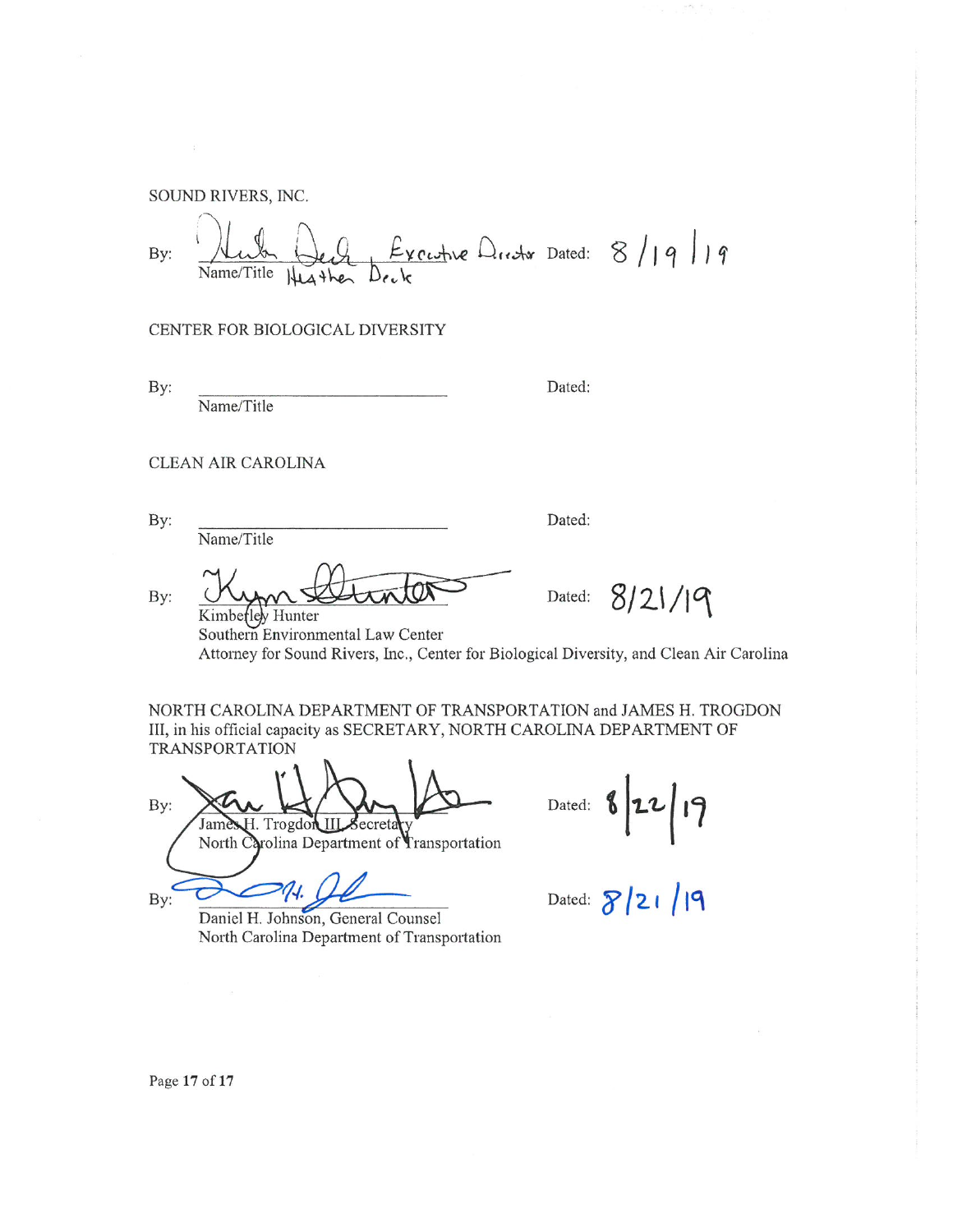SOUND RIVERS, INC.

By: Heather Deck, Executive Director Dated: 8/19/19
Name/Title

CENTER FOR BIOLOGICAL DIVERSITY

By: \_\_\_\_\_\_\_\_\_\_\_\_\_\_\_\_\_\_\_\_\_\_\_\_\_\_ Dated:
Name/Title

CLEAN AIR CAROLINA

By: \_\_\_\_\_\_\_\_\_\_\_\_\_\_\_\_\_\_\_\_\_\_\_\_\_\_ Dated:
Name/Title

By: Kym Hunter Dated: 8/21/19
Kimberley Hunter
Southern Environmental Law Center
Attorney for Sound Rivers, Inc., Center for Biological Diversity, and Clean Air Carolina

NORTH CAROLINA DEPARTMENT OF TRANSPORTATION and JAMES H. TROGDON III, in his official capacity as SECRETARY, NORTH CAROLINA DEPARTMENT OF TRANSPORTATION

By: James H. Trogdon III, Secretary Dated: 8/22/19
North Carolina Department of Transportation

By: Daniel H. Johnson Dated: 8/21/19
Daniel H. Johnson, General Counsel
North Carolina Department of Transportation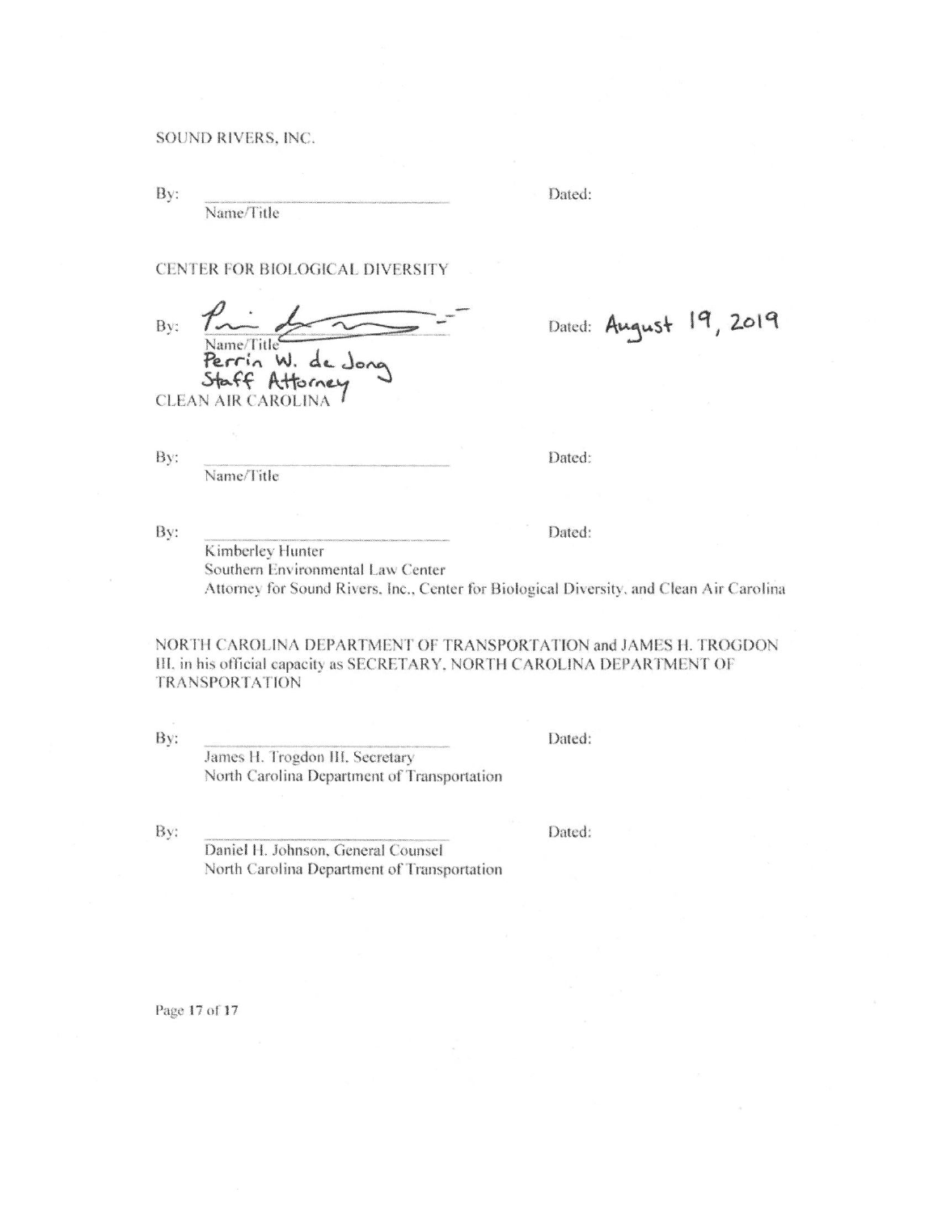SOUND RIVERS, INC.

By: ______________________________ Dated:
Name/Title

CENTER FOR BIOLOGICAL DIVERSITY

By: [signature] Dated: August 19, 2019
Name/Title
Perrin W. de Jong
Staff Attorney

CLEAN AIR CAROLINA

By: ______________________________ Dated:
Name/Title

By: ______________________________ Dated:
Kimberley Hunter
Southern Environmental Law Center
Attorney for Sound Rivers, Inc., Center for Biological Diversity, and Clean Air Carolina

NORTH CAROLINA DEPARTMENT OF TRANSPORTATION and JAMES H. TROGDON III, in his official capacity as SECRETARY, NORTH CAROLINA DEPARTMENT OF TRANSPORTATION

By: ______________________________ Dated:
James H. Trogdon III, Secretary
North Carolina Department of Transportation

By: ______________________________ Dated:
Daniel H. Johnson, General Counsel
North Carolina Department of Transportation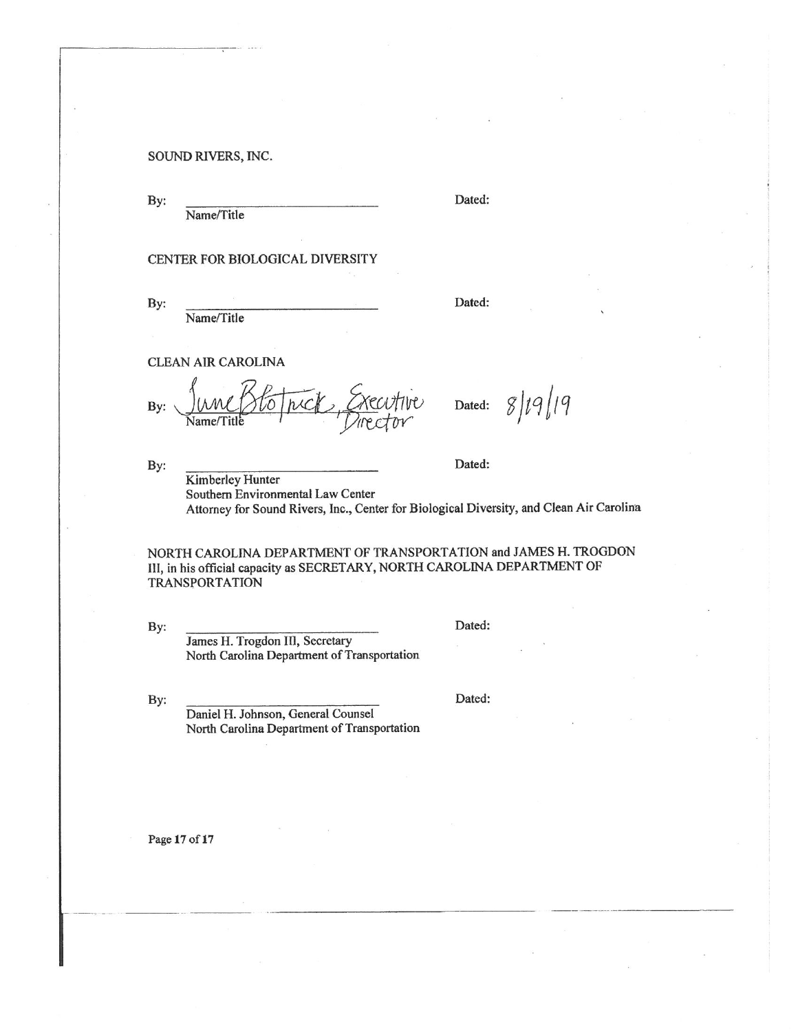SOUND RIVERS, INC.

By: ______________________________ Dated:
Name/Title

CENTER FOR BIOLOGICAL DIVERSITY

By: ______________________________ Dated:
Name/Title

CLEAN AIR CAROLINA

By: June Blotnick, Executive Director Dated: 8/19/19
Name/Title

By: ______________________________ Dated:
Kimberley Hunter
Southern Environmental Law Center
Attorney for Sound Rivers, Inc., Center for Biological Diversity, and Clean Air Carolina

NORTH CAROLINA DEPARTMENT OF TRANSPORTATION and JAMES H. TROGDON III, in his official capacity as SECRETARY, NORTH CAROLINA DEPARTMENT OF TRANSPORTATION

By: ______________________________ Dated:
James H. Trogdon III, Secretary
North Carolina Department of Transportation

By: ______________________________ Dated:
Daniel H. Johnson, General Counsel
North Carolina Department of Transportation